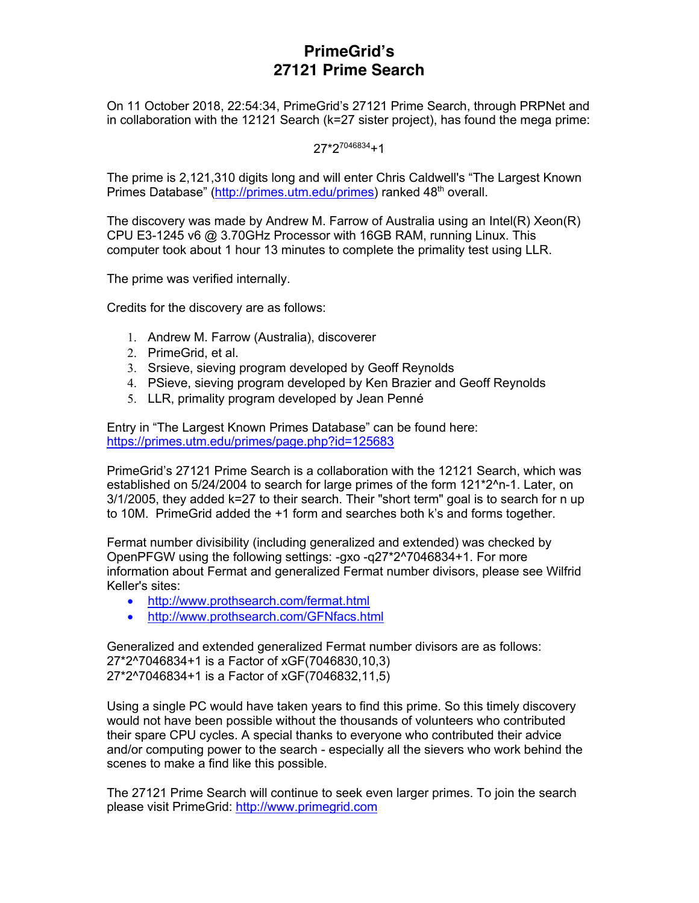# PrimeGrid's 27121 Prime Search

On 11 October 2018, 22:54:34, PrimeGrid's 27121 Prime Search, through PRPNet and in collaboration with the 12121 Search (k=27 sister project), has found the mega prime:

$$27*2^{7046834}+1$$

The prime is 2,121,310 digits long and will enter Chris Caldwell's "The Largest Known Primes Database" (http://primes.utm.edu/primes) ranked 48th overall.

The discovery was made by Andrew M. Farrow of Australia using an Intel(R) Xeon(R) CPU E3-1245 v6 @ 3.70GHz Processor with 16GB RAM, running Linux. This computer took about 1 hour 13 minutes to complete the primality test using LLR.

The prime was verified internally.

Credits for the discovery are as follows:

1. Andrew M. Farrow (Australia), discoverer
2. PrimeGrid, et al.
3. Srsieve, sieving program developed by Geoff Reynolds
4. PSieve, sieving program developed by Ken Brazier and Geoff Reynolds
5. LLR, primality program developed by Jean Penné

Entry in "The Largest Known Primes Database" can be found here:
https://primes.utm.edu/primes/page.php?id=125683

PrimeGrid's 27121 Prime Search is a collaboration with the 12121 Search, which was established on 5/24/2004 to search for large primes of the form 121*2^n-1. Later, on 3/1/2005, they added k=27 to their search. Their "short term" goal is to search for n up to 10M. PrimeGrid added the +1 form and searches both k's and forms together.

Fermat number divisibility (including generalized and extended) was checked by OpenPFGW using the following settings: -gxo -q27*2^7046834+1. For more information about Fermat and generalized Fermat number divisors, please see Wilfrid Keller's sites:

- http://www.prothsearch.com/fermat.html
- http://www.prothsearch.com/GFNfacs.html

Generalized and extended generalized Fermat number divisors are as follows:
27*2^7046834+1 is a Factor of xGF(7046830,10,3)
27*2^7046834+1 is a Factor of xGF(7046832,11,5)

Using a single PC would have taken years to find this prime. So this timely discovery would not have been possible without the thousands of volunteers who contributed their spare CPU cycles. A special thanks to everyone who contributed their advice and/or computing power to the search - especially all the sievers who work behind the scenes to make a find like this possible.

The 27121 Prime Search will continue to seek even larger primes. To join the search please visit PrimeGrid: http://www.primegrid.com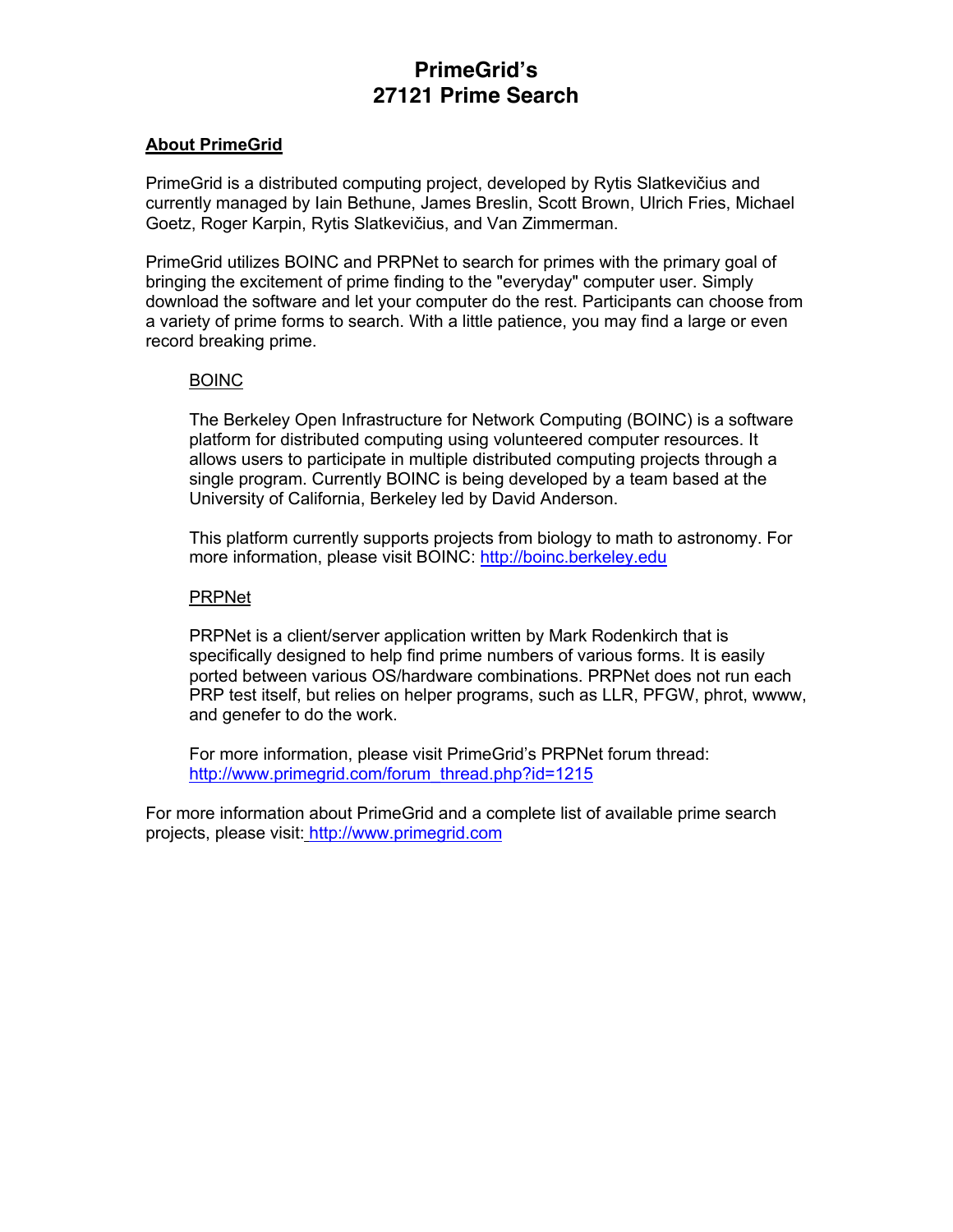# PrimeGrid's
# 27121 Prime Search

## About PrimeGrid

PrimeGrid is a distributed computing project, developed by Rytis Slatkevičius and currently managed by Iain Bethune, James Breslin, Scott Brown, Ulrich Fries, Michael Goetz, Roger Karpin, Rytis Slatkevičius, and Van Zimmerman.

PrimeGrid utilizes BOINC and PRPNet to search for primes with the primary goal of bringing the excitement of prime finding to the "everyday" computer user. Simply download the software and let your computer do the rest. Participants can choose from a variety of prime forms to search. With a little patience, you may find a large or even record breaking prime.

### BOINC

The Berkeley Open Infrastructure for Network Computing (BOINC) is a software platform for distributed computing using volunteered computer resources. It allows users to participate in multiple distributed computing projects through a single program. Currently BOINC is being developed by a team based at the University of California, Berkeley led by David Anderson.

This platform currently supports projects from biology to math to astronomy. For more information, please visit BOINC: http://boinc.berkeley.edu

### PRPNet

PRPNet is a client/server application written by Mark Rodenkirch that is specifically designed to help find prime numbers of various forms. It is easily ported between various OS/hardware combinations. PRPNet does not run each PRP test itself, but relies on helper programs, such as LLR, PFGW, phrot, wwww, and genefer to do the work.

For more information, please visit PrimeGrid's PRPNet forum thread: http://www.primegrid.com/forum_thread.php?id=1215

For more information about PrimeGrid and a complete list of available prime search projects, please visit: http://www.primegrid.com